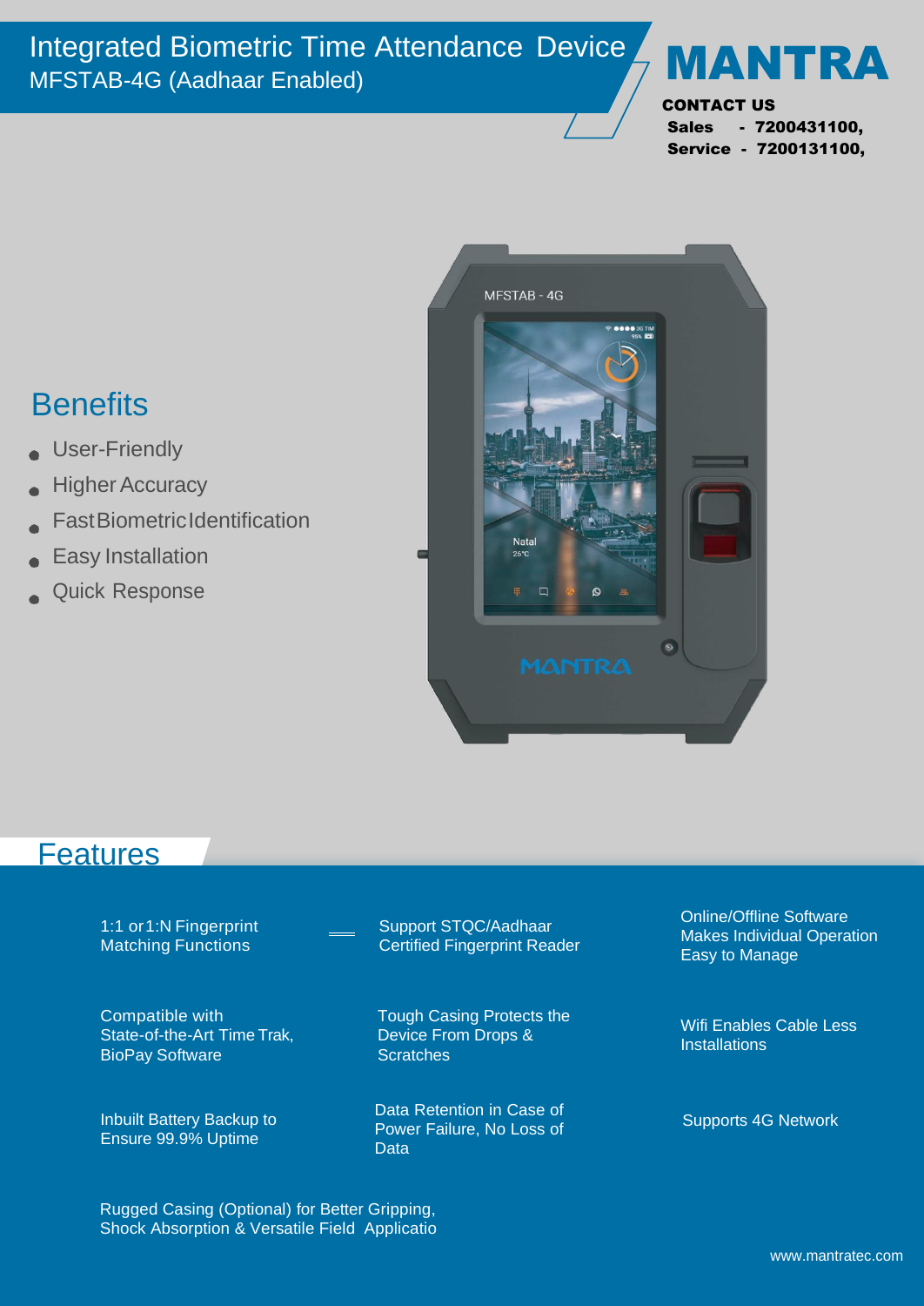# Integrated Biometric Time Attendance Device

MFSTAB-4G (Aadhaar Enabled)

**MANTRA**

**CONTACT US**

**Sales - 7200431100,**
**Service - 7200131100,**

## Benefits

- User-Friendly
- Higher Accuracy
- Fast Biometric Identification
- Easy Installation
- Quick Response

## Features

- 1:1 or 1:N Fingerprint Matching Functions
- Support STQC/Aadhaar Certified Fingerprint Reader
- Online/Offline Software Makes Individual Operation Easy to Manage
- Compatible with State-of-the-Art Time Trak, BioPay Software
- Tough Casing Protects the Device From Drops & Scratches
- Wifi Enables Cable Less Installations
- Inbuilt Battery Backup to Ensure 99.9% Uptime
- Data Retention in Case of Power Failure, No Loss of Data
- Supports 4G Network
- Rugged Casing (Optional) for Better Gripping, Shock Absorption & Versatile Field Applicatio

www.mantratec.com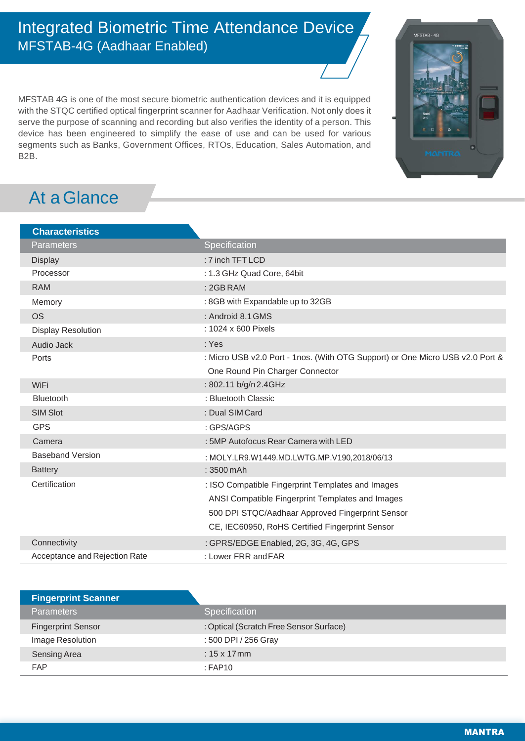# Integrated Biometric Time Attendance Device

## MFSTAB-4G (Aadhaar Enabled)

MFSTAB 4G is one of the most secure biometric authentication devices and it is equipped with the STQC certified optical fingerprint scanner for Aadhaar Verification. Not only does it serve the purpose of scanning and recording but also verifies the identity of a person. This device has been engineered to simplify the ease of use and can be used for various segments such as Banks, Government Offices, RTOs, Education, Sales Automation, and B2B.

## At a Glance

### Characteristics

| Parameters | Specification |
|---|---|
| Display | : 7 inch TFT LCD |
| Processor | : 1.3 GHz Quad Core, 64bit |
| RAM | : 2GB RAM |
| Memory | : 8GB with Expandable up to 32GB |
| OS | : Android 8.1 GMS |
| Display Resolution | : 1024 x 600 Pixels |
| Audio Jack | : Yes |
| Ports | : Micro USB v2.0 Port - 1nos. (With OTG Support) or One Micro USB v2.0 Port & One Round Pin Charger Connector |
| WiFi | : 802.11 b/g/n 2.4GHz |
| Bluetooth | : Bluetooth Classic |
| SIM Slot | : Dual SIM Card |
| GPS | : GPS/AGPS |
| Camera | : 5MP Autofocus Rear Camera with LED |
| Baseband Version | : MOLY.LR9.W1449.MD.LWTG.MP.V190,2018/06/13 |
| Battery | : 3500 mAh |
| Certification | : ISO Compatible Fingerprint Templates and Images<br>ANSI Compatible Fingerprint Templates and Images<br>500 DPI STQC/Aadhaar Approved Fingerprint Sensor<br>CE, IEC60950, RoHS Certified Fingerprint Sensor |
| Connectivity | : GPRS/EDGE Enabled, 2G, 3G, 4G, GPS |
| Acceptance and Rejection Rate | : Lower FRR and FAR |

### Fingerprint Scanner

| Parameters | Specification |
|---|---|
| Fingerprint Sensor | : Optical (Scratch Free Sensor Surface) |
| Image Resolution | : 500 DPI / 256 Gray |
| Sensing Area | : 15 x 17 mm |
| FAP | : FAP10 |